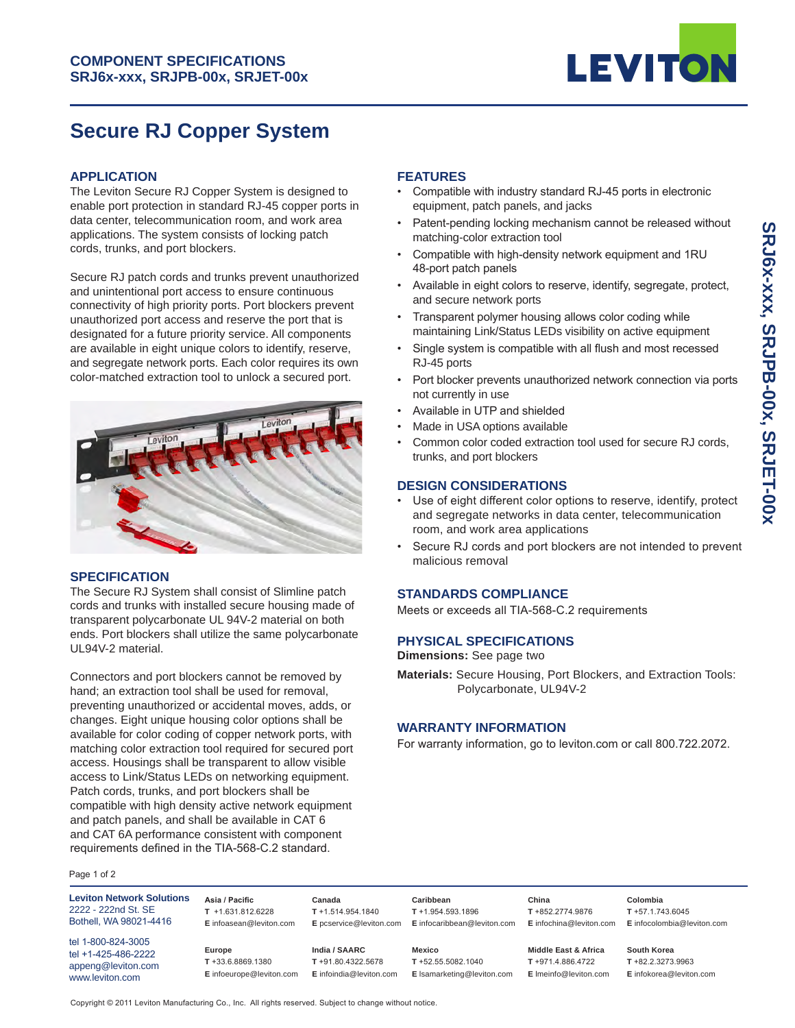**COMPONENT SPECIFICATIONS**
**SRJ6x-xxx, SRJPB-00x, SRJET-00x**

# Secure RJ Copper System

## APPLICATION

The Leviton Secure RJ Copper System is designed to enable port protection in standard RJ-45 copper ports in data center, telecommunication room, and work area applications. The system consists of locking patch cords, trunks, and port blockers.

Secure RJ patch cords and trunks prevent unauthorized and unintentional port access to ensure continuous connectivity of high priority ports. Port blockers prevent unauthorized port access and reserve the port that is designated for a future priority service. All components are available in eight unique colors to identify, reserve, and segregate network ports. Each color requires its own color-matched extraction tool to unlock a secured port.

## SPECIFICATION

The Secure RJ System shall consist of Slimline patch cords and trunks with installed secure housing made of transparent polycarbonate UL 94V-2 material on both ends. Port blockers shall utilize the same polycarbonate UL94V-2 material.

Connectors and port blockers cannot be removed by hand; an extraction tool shall be used for removal, preventing unauthorized or accidental moves, adds, or changes. Eight unique housing color options shall be available for color coding of copper network ports, with matching color extraction tool required for secured port access. Housings shall be transparent to allow visible access to Link/Status LEDs on networking equipment. Patch cords, trunks, and port blockers shall be compatible with high density active network equipment and patch panels, and shall be available in CAT 6 and CAT 6A performance consistent with component requirements defined in the TIA-568-C.2 standard.

## FEATURES

- Compatible with industry standard RJ-45 ports in electronic equipment, patch panels, and jacks
- Patent-pending locking mechanism cannot be released without matching-color extraction tool
- Compatible with high-density network equipment and 1RU 48-port patch panels
- Available in eight colors to reserve, identify, segregate, protect, and secure network ports
- Transparent polymer housing allows color coding while maintaining Link/Status LEDs visibility on active equipment
- Single system is compatible with all flush and most recessed RJ-45 ports
- Port blocker prevents unauthorized network connection via ports not currently in use
- Available in UTP and shielded
- Made in USA options available
- Common color coded extraction tool used for secure RJ cords, trunks, and port blockers

## DESIGN CONSIDERATIONS

- Use of eight different color options to reserve, identify, protect and segregate networks in data center, telecommunication room, and work area applications
- Secure RJ cords and port blockers are not intended to prevent malicious removal

## STANDARDS COMPLIANCE

Meets or exceeds all TIA-568-C.2 requirements

## PHYSICAL SPECIFICATIONS

**Dimensions:** See page two

**Materials:** Secure Housing, Port Blockers, and Extraction Tools: Polycarbonate, UL94V-2

## WARRANTY INFORMATION

For warranty information, go to leviton.com or call 800.722.2072.

---

**Leviton Network Solutions**
2222 - 222nd St. SE
Bothell, WA 98021-4416

tel 1-800-824-3005
tel +1-425-486-2222
appeng@leviton.com
www.leviton.com

| Region | Telephone | Email |
|---|---|---|
| Asia / Pacific | +1.631.812.6228 | infoasean@leviton.com |
| Canada | +1.514.954.1840 | pcservice@leviton.com |
| Caribbean | +1.954.593.1896 | infocaribbean@leviton.com |
| China | +852.2774.9876 | infochina@leviton.com |
| Colombia | +57.1.743.6045 | infocolombia@leviton.com |
| Europe | +33.6.8869.1380 | infoeurope@leviton.com |
| India / SAARC | +91.80.4322.5678 | infoindia@leviton.com |
| Mexico | +52.55.5082.1040 | lsamarketing@leviton.com |
| Middle East & Africa | +971.4.886.4722 | lmeinfo@leviton.com |
| South Korea | +82.2.3273.9963 | infokorea@leviton.com |

Copyright © 2011 Leviton Manufacturing Co., Inc. All rights reserved. Subject to change without notice.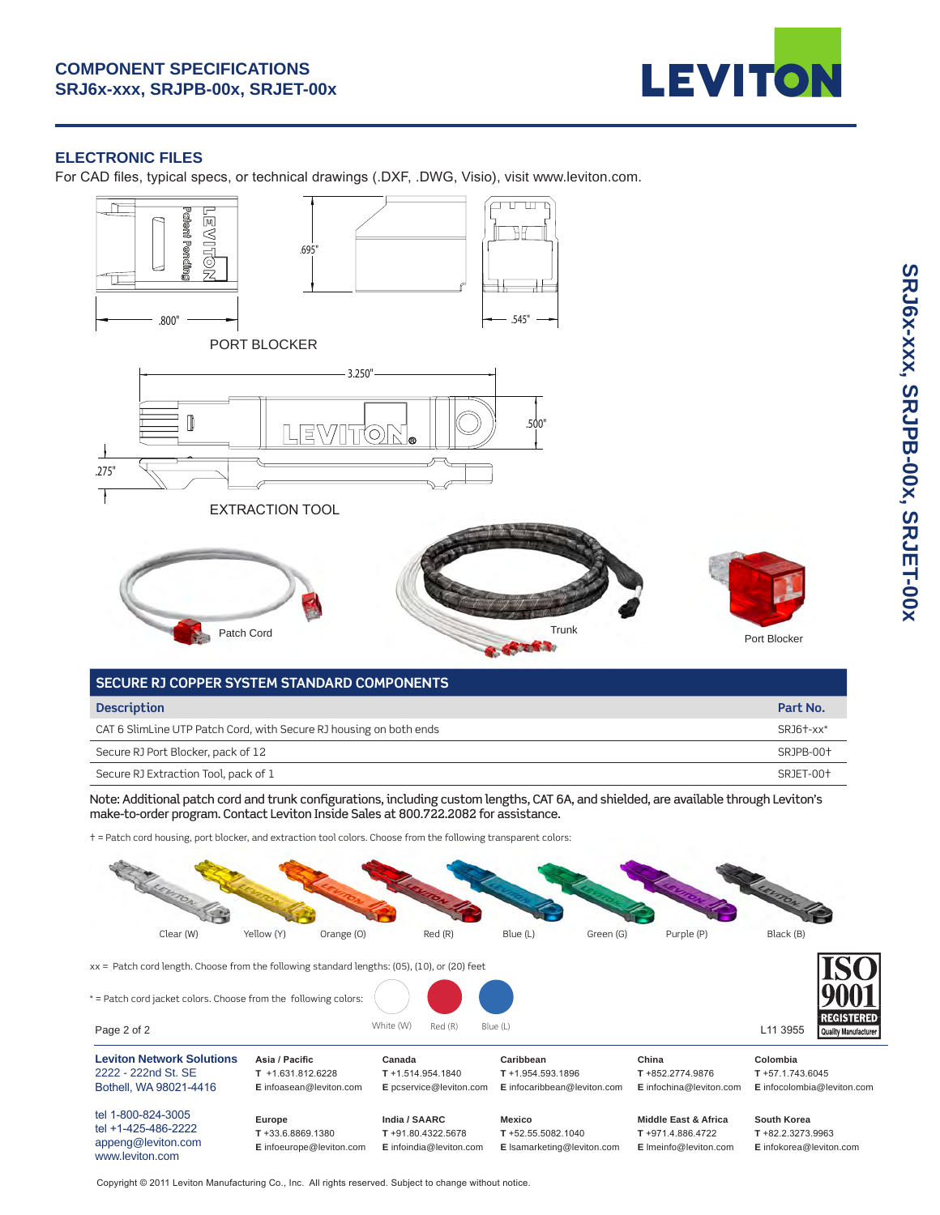# COMPONENT SPECIFICATIONS
## SRJ6x-xxx, SRJPB-00x, SRJET-00x

### ELECTRONIC FILES

For CAD files, typical specs, or technical drawings (.DXF, .DWG, Visio), visit www.leviton.com.

.800"

.695"

.545"

PORT BLOCKER

3.250"

.500"

.275"

EXTRACTION TOOL

Patch Cord

Trunk

Port Blocker

### SECURE RJ COPPER SYSTEM STANDARD COMPONENTS

| Description | Part No. |
|---|---|
| CAT 6 SlimLine UTP Patch Cord, with Secure RJ housing on both ends | SRJ6†-xx* |
| Secure RJ Port Blocker, pack of 12 | SRJPB-00† |
| Secure RJ Extraction Tool, pack of 1 | SRJET-00† |

Note: Additional patch cord and trunk configurations, including custom lengths, CAT 6A, and shielded, are available through Leviton's make-to-order program. Contact Leviton Inside Sales at 800.722.2082 for assistance.

† = Patch cord housing, port blocker, and extraction tool colors. Choose from the following transparent colors:

Clear (W) Yellow (Y) Orange (O) Red (R) Blue (L) Green (G) Purple (P) Black (B)

xx = Patch cord length. Choose from the following standard lengths: (05), (10), or (20) feet

* = Patch cord jacket colors. Choose from the following colors:

White (W) Red (R) Blue (L)

L11 3955

**Leviton Network Solutions**
2222 - 222nd St. SE
Bothell, WA 98021-4416

tel 1-800-824-3005
tel +1-425-486-2222
appeng@leviton.com
www.leviton.com

**Asia / Pacific**
T +1.631.812.6228
E infoasean@leviton.com

**Canada**
T +1.514.954.1840
E pcservice@leviton.com

**Caribbean**
T +1.954.593.1896
E infocaribbean@leviton.com

**China**
T +852.2774.9876
E infochina@leviton.com

**Colombia**
T +57.1.743.6045
E infocolombia@leviton.com

**Europe**
T +33.6.8869.1380
E infoeurope@leviton.com

**India / SAARC**
T +91.80.4322.5678
E infoindia@leviton.com

**Mexico**
T +52.55.5082.1040
E lsamarketing@leviton.com

**Middle East & Africa**
T +971.4.886.4722
E lmeinfo@leviton.com

**South Korea**
T +82.2.3273.9963
E infokorea@leviton.com

Copyright © 2011 Leviton Manufacturing Co., Inc. All rights reserved. Subject to change without notice.